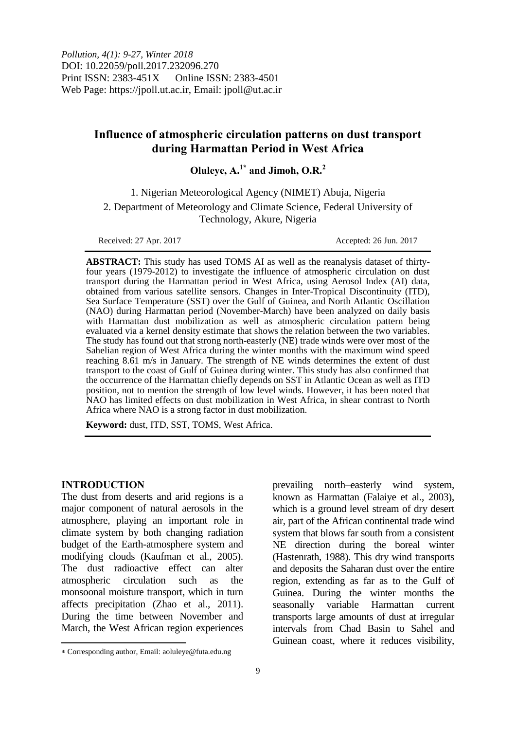*Pollution, 4(1): 9-27, Winter 2018*
DOI: 10.22059/poll.2017.232096.270
Print ISSN: 2383-451X Online ISSN: 2383-4501
Web Page: https://jpoll.ut.ac.ir, Email: jpoll@ut.ac.ir

# Influence of atmospheric circulation patterns on dust transport during Harmattan Period in West Africa

**Oluleye, A.[1*] and Jimoh, O.R.[2]**

1. Nigerian Meteorological Agency (NIMET) Abuja, Nigeria
2. Department of Meteorology and Climate Science, Federal University of Technology, Akure, Nigeria

Received: 27 Apr. 2017 Accepted: 26 Jun. 2017

**ABSTRACT:** This study has used TOMS AI as well as the reanalysis dataset of thirty-four years (1979-2012) to investigate the influence of atmospheric circulation on dust transport during the Harmattan period in West Africa, using Aerosol Index (AI) data, obtained from various satellite sensors. Changes in Inter-Tropical Discontinuity (ITD), Sea Surface Temperature (SST) over the Gulf of Guinea, and North Atlantic Oscillation (NAO) during Harmattan period (November-March) have been analyzed on daily basis with Harmattan dust mobilization as well as atmospheric circulation pattern being evaluated via a kernel density estimate that shows the relation between the two variables. The study has found out that strong north-easterly (NE) trade winds were over most of the Sahelian region of West Africa during the winter months with the maximum wind speed reaching 8.61 m/s in January. The strength of NE winds determines the extent of dust transport to the coast of Gulf of Guinea during winter. This study has also confirmed that the occurrence of the Harmattan chiefly depends on SST in Atlantic Ocean as well as ITD position, not to mention the strength of low level winds. However, it has been noted that NAO has limited effects on dust mobilization in West Africa, in shear contrast to North Africa where NAO is a strong factor in dust mobilization.

**Keyword:** dust, ITD, SST, TOMS, West Africa.

## INTRODUCTION

The dust from deserts and arid regions is a major component of natural aerosols in the atmosphere, playing an important role in climate system by both changing radiation budget of the Earth-atmosphere system and modifying clouds (Kaufman et al., 2005). The dust radioactive effect can alter atmospheric circulation such as the monsoonal moisture transport, which in turn affects precipitation (Zhao et al., 2011). During the time between November and March, the West African region experiences prevailing north–easterly wind system, known as Harmattan (Falaiye et al., 2003), which is a ground level stream of dry desert air, part of the African continental trade wind system that blows far south from a consistent NE direction during the boreal winter (Hastenrath, 1988). This dry wind transports and deposits the Saharan dust over the entire region, extending as far as to the Gulf of Guinea. During the winter months the seasonally variable Harmattan current transports large amounts of dust at irregular intervals from Chad Basin to Sahel and Guinean coast, where it reduces visibility,

* Corresponding author, Email: aoluleye@futa.edu.ng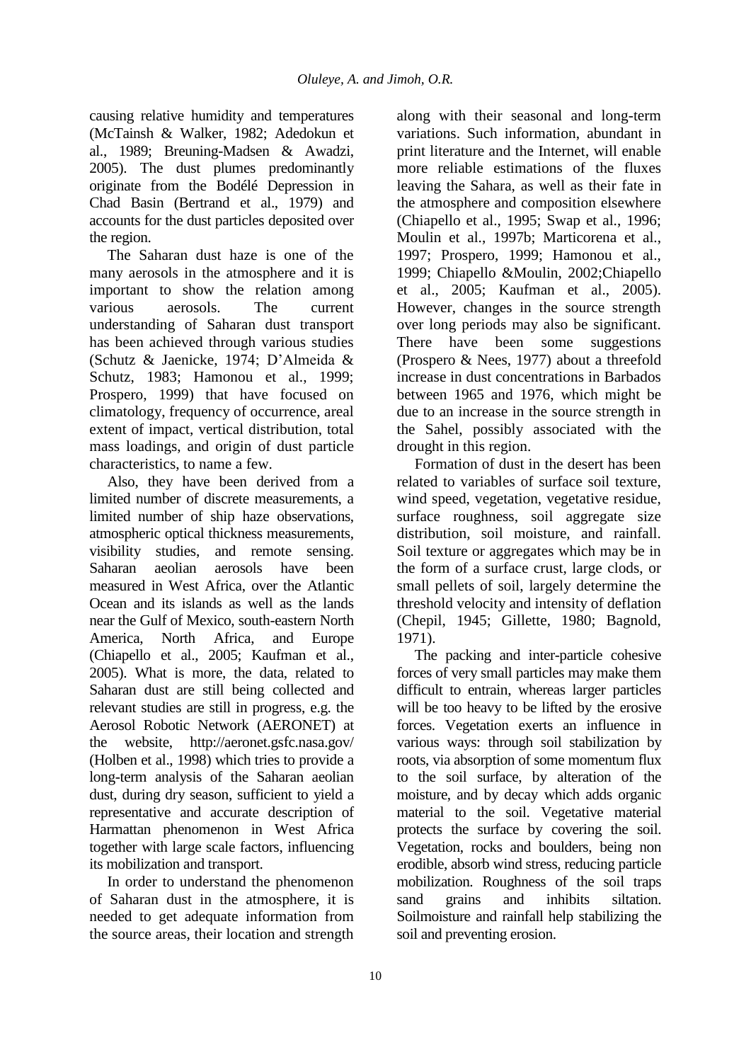causing relative humidity and temperatures (McTainsh & Walker, 1982; Adedokun et al., 1989; Breuning-Madsen & Awadzi, 2005). The dust plumes predominantly originate from the Bodélé Depression in Chad Basin (Bertrand et al., 1979) and accounts for the dust particles deposited over the region.

The Saharan dust haze is one of the many aerosols in the atmosphere and it is important to show the relation among various aerosols. The current understanding of Saharan dust transport has been achieved through various studies (Schutz & Jaenicke, 1974; D'Almeida & Schutz, 1983; Hamonou et al., 1999; Prospero, 1999) that have focused on climatology, frequency of occurrence, areal extent of impact, vertical distribution, total mass loadings, and origin of dust particle characteristics, to name a few.

Also, they have been derived from a limited number of discrete measurements, a limited number of ship haze observations, atmospheric optical thickness measurements, visibility studies, and remote sensing. Saharan aeolian aerosols have been measured in West Africa, over the Atlantic Ocean and its islands as well as the lands near the Gulf of Mexico, south-eastern North America, North Africa, and Europe (Chiapello et al., 2005; Kaufman et al., 2005). What is more, the data, related to Saharan dust are still being collected and relevant studies are still in progress, e.g. the Aerosol Robotic Network (AERONET) at the website, http://aeronet.gsfc.nasa.gov/ (Holben et al., 1998) which tries to provide a long-term analysis of the Saharan aeolian dust, during dry season, sufficient to yield a representative and accurate description of Harmattan phenomenon in West Africa together with large scale factors, influencing its mobilization and transport.

In order to understand the phenomenon of Saharan dust in the atmosphere, it is needed to get adequate information from the source areas, their location and strength along with their seasonal and long-term variations. Such information, abundant in print literature and the Internet, will enable more reliable estimations of the fluxes leaving the Sahara, as well as their fate in the atmosphere and composition elsewhere (Chiapello et al., 1995; Swap et al., 1996; Moulin et al., 1997b; Marticorena et al., 1997; Prospero, 1999; Hamonou et al., 1999; Chiapello &Moulin, 2002;Chiapello et al., 2005; Kaufman et al., 2005). However, changes in the source strength over long periods may also be significant. There have been some suggestions (Prospero & Nees, 1977) about a threefold increase in dust concentrations in Barbados between 1965 and 1976, which might be due to an increase in the source strength in the Sahel, possibly associated with the drought in this region.

Formation of dust in the desert has been related to variables of surface soil texture, wind speed, vegetation, vegetative residue, surface roughness, soil aggregate size distribution, soil moisture, and rainfall. Soil texture or aggregates which may be in the form of a surface crust, large clods, or small pellets of soil, largely determine the threshold velocity and intensity of deflation (Chepil, 1945; Gillette, 1980; Bagnold, 1971).

The packing and inter-particle cohesive forces of very small particles may make them difficult to entrain, whereas larger particles will be too heavy to be lifted by the erosive forces. Vegetation exerts an influence in various ways: through soil stabilization by roots, via absorption of some momentum flux to the soil surface, by alteration of the moisture, and by decay which adds organic material to the soil. Vegetative material protects the surface by covering the soil. Vegetation, rocks and boulders, being non erodible, absorb wind stress, reducing particle mobilization. Roughness of the soil traps sand grains and inhibits siltation. Soilmoisture and rainfall help stabilizing the soil and preventing erosion.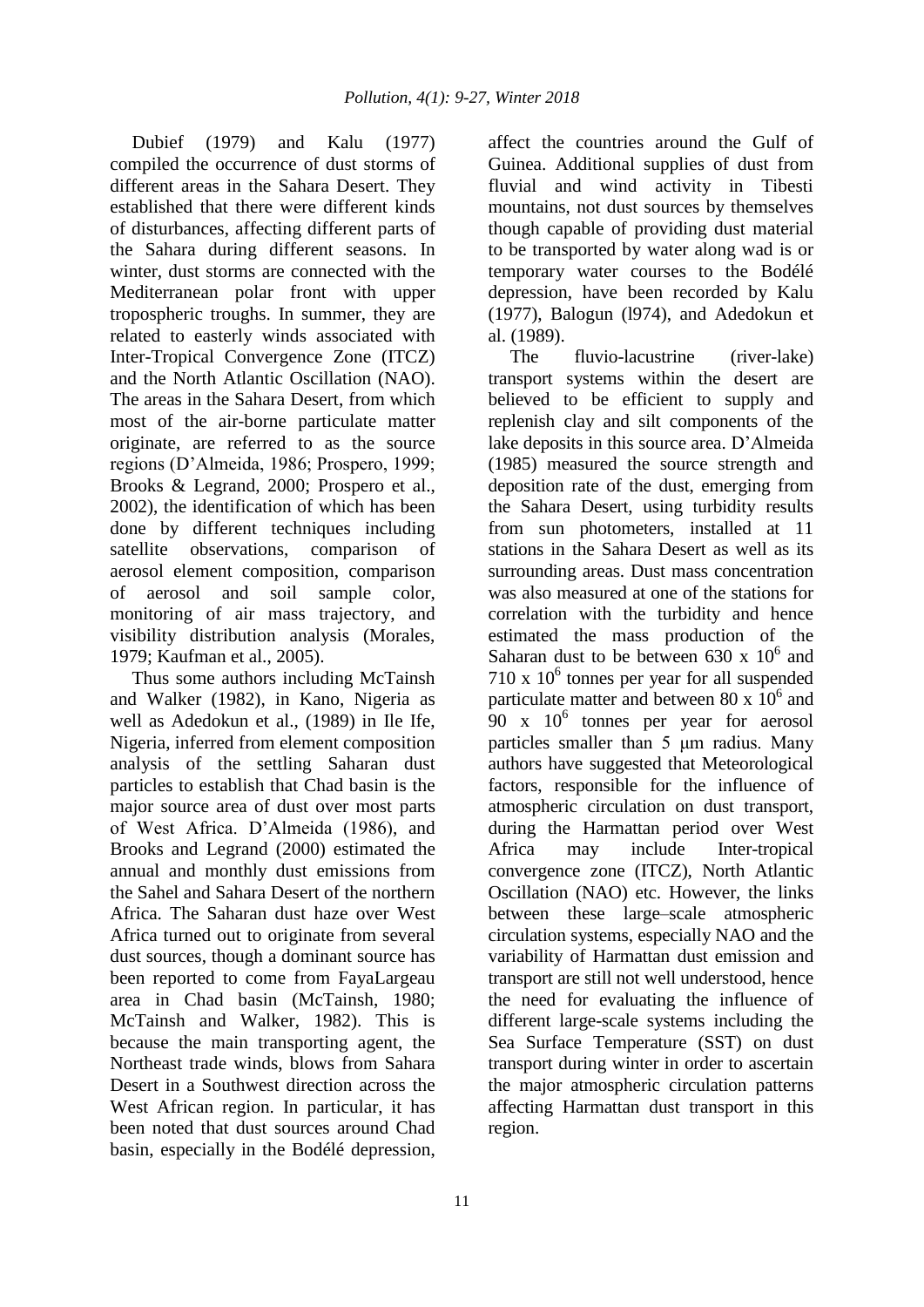Dubief (1979) and Kalu (1977) compiled the occurrence of dust storms of different areas in the Sahara Desert. They established that there were different kinds of disturbances, affecting different parts of the Sahara during different seasons. In winter, dust storms are connected with the Mediterranean polar front with upper tropospheric troughs. In summer, they are related to easterly winds associated with Inter-Tropical Convergence Zone (ITCZ) and the North Atlantic Oscillation (NAO). The areas in the Sahara Desert, from which most of the air-borne particulate matter originate, are referred to as the source regions (D'Almeida, 1986; Prospero, 1999; Brooks & Legrand, 2000; Prospero et al., 2002), the identification of which has been done by different techniques including satellite observations, comparison of aerosol element composition, comparison of aerosol and soil sample color, monitoring of air mass trajectory, and visibility distribution analysis (Morales, 1979; Kaufman et al., 2005).

Thus some authors including McTainsh and Walker (1982), in Kano, Nigeria as well as Adedokun et al., (1989) in Ile Ife, Nigeria, inferred from element composition analysis of the settling Saharan dust particles to establish that Chad basin is the major source area of dust over most parts of West Africa. D'Almeida (1986), and Brooks and Legrand (2000) estimated the annual and monthly dust emissions from the Sahel and Sahara Desert of the northern Africa. The Saharan dust haze over West Africa turned out to originate from several dust sources, though a dominant source has been reported to come from FayaLargeau area in Chad basin (McTainsh, 1980; McTainsh and Walker, 1982). This is because the main transporting agent, the Northeast trade winds, blows from Sahara Desert in a Southwest direction across the West African region. In particular, it has been noted that dust sources around Chad basin, especially in the Bodélé depression, affect the countries around the Gulf of Guinea. Additional supplies of dust from fluvial and wind activity in Tibesti mountains, not dust sources by themselves though capable of providing dust material to be transported by water along wad is or temporary water courses to the Bodélé depression, have been recorded by Kalu (1977), Balogun (l974), and Adedokun et al. (1989).

The fluvio-lacustrine (river-lake) transport systems within the desert are believed to be efficient to supply and replenish clay and silt components of the lake deposits in this source area. D'Almeida (1985) measured the source strength and deposition rate of the dust, emerging from the Sahara Desert, using turbidity results from sun photometers, installed at 11 stations in the Sahara Desert as well as its surrounding areas. Dust mass concentration was also measured at one of the stations for correlation with the turbidity and hence estimated the mass production of the Saharan dust to be between $630 \times 10^6$ and $710 \times 10^6$ tonnes per year for all suspended particulate matter and between $80 \times 10^6$ and $90 \times 10^6$ tonnes per year for aerosol particles smaller than 5 μm radius. Many authors have suggested that Meteorological factors, responsible for the influence of atmospheric circulation on dust transport, during the Harmattan period over West Africa may include Inter-tropical convergence zone (ITCZ), North Atlantic Oscillation (NAO) etc. However, the links between these large–scale atmospheric circulation systems, especially NAO and the variability of Harmattan dust emission and transport are still not well understood, hence the need for evaluating the influence of different large-scale systems including the Sea Surface Temperature (SST) on dust transport during winter in order to ascertain the major atmospheric circulation patterns affecting Harmattan dust transport in this region.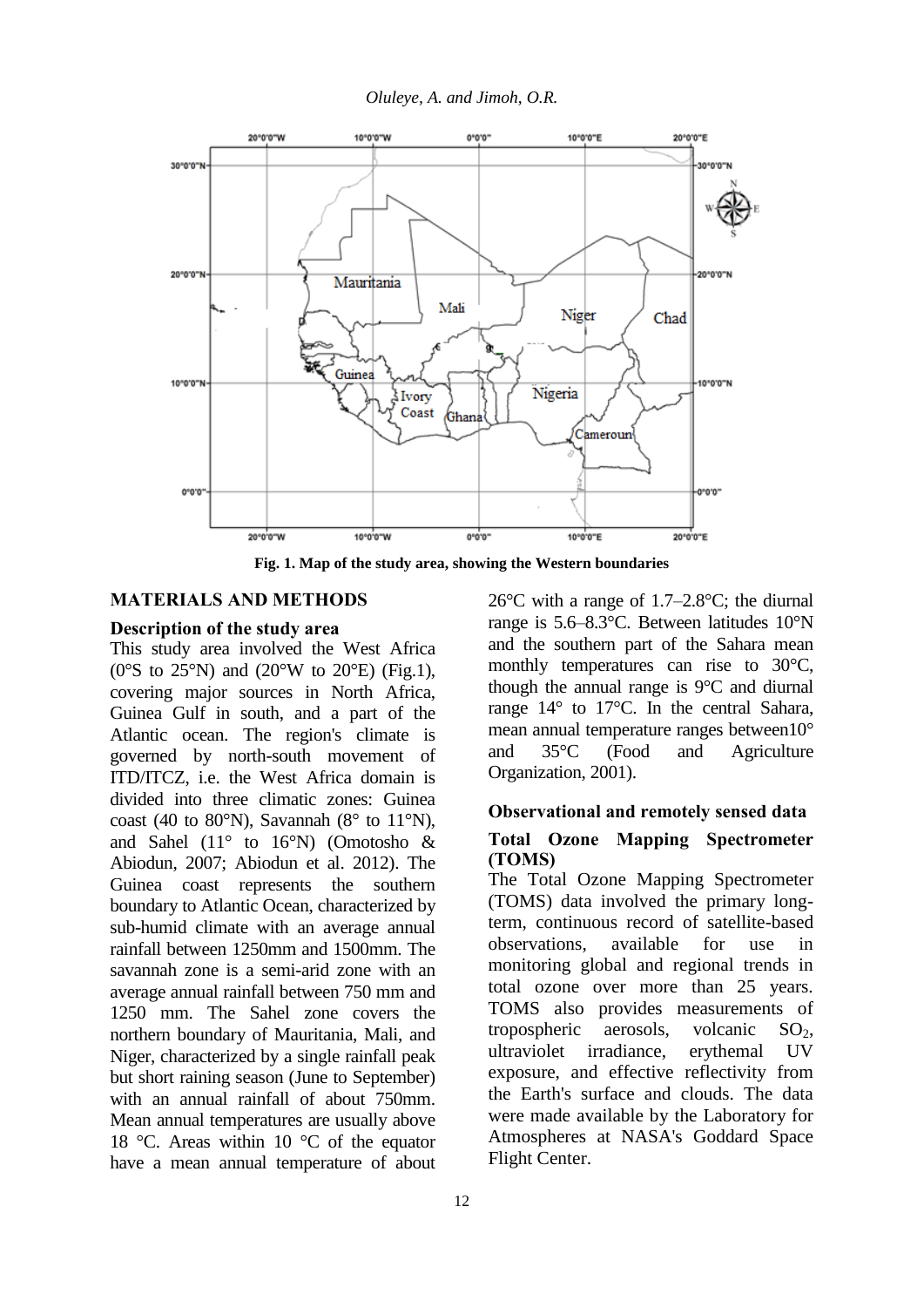Fig. 1. Map of the study area, showing the Western boundaries

## MATERIALS AND METHODS

### Description of the study area

This study area involved the West Africa (0°S to 25°N) and (20°W to 20°E) (Fig.1), covering major sources in North Africa, Guinea Gulf in south, and a part of the Atlantic ocean. The region's climate is governed by north-south movement of ITD/ITCZ, i.e. the West Africa domain is divided into three climatic zones: Guinea coast (40 to 80°N), Savannah (8° to 11°N), and Sahel (11° to 16°N) (Omotosho & Abiodun, 2007; Abiodun et al. 2012). The Guinea coast represents the southern boundary to Atlantic Ocean, characterized by sub-humid climate with an average annual rainfall between 1250mm and 1500mm. The savannah zone is a semi-arid zone with an average annual rainfall between 750 mm and 1250 mm. The Sahel zone covers the northern boundary of Mauritania, Mali, and Niger, characterized by a single rainfall peak but short raining season (June to September) with an annual rainfall of about 750mm. Mean annual temperatures are usually above 18 °C. Areas within 10 °C of the equator have a mean annual temperature of about 26°C with a range of 1.7–2.8°C; the diurnal range is 5.6–8.3°C. Between latitudes 10°N and the southern part of the Sahara mean monthly temperatures can rise to 30°C, though the annual range is 9°C and diurnal range 14° to 17°C. In the central Sahara, mean annual temperature ranges between10° and 35°C (Food and Agriculture Organization, 2001).

### Observational and remotely sensed data

#### Total Ozone Mapping Spectrometer (TOMS)

The Total Ozone Mapping Spectrometer (TOMS) data involved the primary long-term, continuous record of satellite-based observations, available for use in monitoring global and regional trends in total ozone over more than 25 years. TOMS also provides measurements of tropospheric aerosols, volcanic $SO_2$, ultraviolet irradiance, erythemal UV exposure, and effective reflectivity from the Earth's surface and clouds. The data were made available by the Laboratory for Atmospheres at NASA's Goddard Space Flight Center.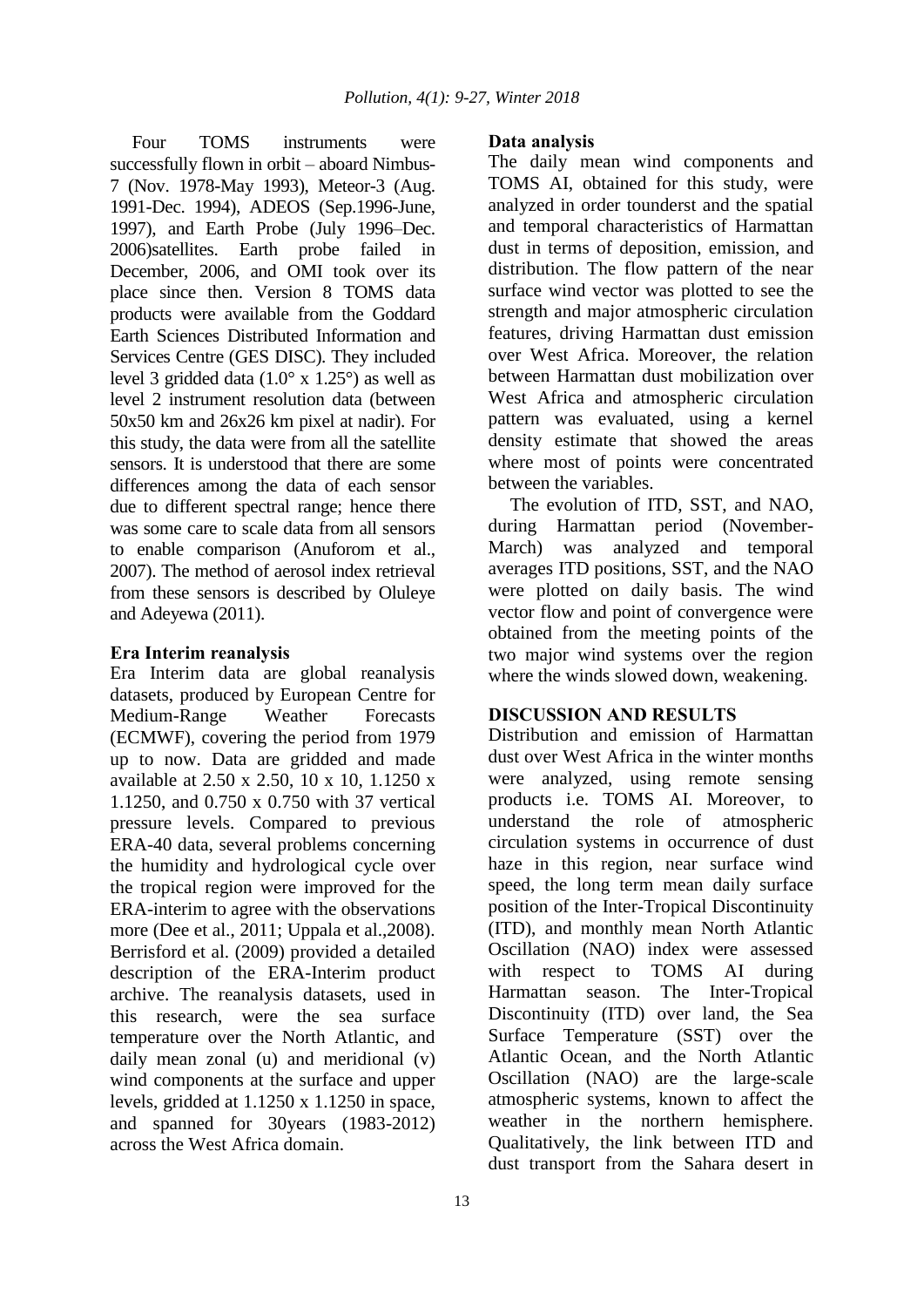Four TOMS instruments were successfully flown in orbit – aboard Nimbus-7 (Nov. 1978-May 1993), Meteor-3 (Aug. 1991-Dec. 1994), ADEOS (Sep.1996-June, 1997), and Earth Probe (July 1996–Dec. 2006)satellites. Earth probe failed in December, 2006, and OMI took over its place since then. Version 8 TOMS data products were available from the Goddard Earth Sciences Distributed Information and Services Centre (GES DISC). They included level 3 gridded data (1.0° x 1.25°) as well as level 2 instrument resolution data (between 50x50 km and 26x26 km pixel at nadir). For this study, the data were from all the satellite sensors. It is understood that there are some differences among the data of each sensor due to different spectral range; hence there was some care to scale data from all sensors to enable comparison (Anuforom et al., 2007). The method of aerosol index retrieval from these sensors is described by Oluleye and Adeyewa (2011).

**Era Interim reanalysis**

Era Interim data are global reanalysis datasets, produced by European Centre for Medium-Range Weather Forecasts (ECMWF), covering the period from 1979 up to now. Data are gridded and made available at 2.50 x 2.50, 10 x 10, 1.1250 x 1.1250, and 0.750 x 0.750 with 37 vertical pressure levels. Compared to previous ERA-40 data, several problems concerning the humidity and hydrological cycle over the tropical region were improved for the ERA-interim to agree with the observations more (Dee et al., 2011; Uppala et al.,2008). Berrisford et al. (2009) provided a detailed description of the ERA-Interim product archive. The reanalysis datasets, used in this research, were the sea surface temperature over the North Atlantic, and daily mean zonal (u) and meridional (v) wind components at the surface and upper levels, gridded at 1.1250 x 1.1250 in space, and spanned for 30years (1983-2012) across the West Africa domain.

**Data analysis**

The daily mean wind components and TOMS AI, obtained for this study, were analyzed in order tounderst and the spatial and temporal characteristics of Harmattan dust in terms of deposition, emission, and distribution. The flow pattern of the near surface wind vector was plotted to see the strength and major atmospheric circulation features, driving Harmattan dust emission over West Africa. Moreover, the relation between Harmattan dust mobilization over West Africa and atmospheric circulation pattern was evaluated, using a kernel density estimate that showed the areas where most of points were concentrated between the variables.

The evolution of ITD, SST, and NAO, during Harmattan period (November-March) was analyzed and temporal averages ITD positions, SST, and the NAO were plotted on daily basis. The wind vector flow and point of convergence were obtained from the meeting points of the two major wind systems over the region where the winds slowed down, weakening.

**DISCUSSION AND RESULTS**

Distribution and emission of Harmattan dust over West Africa in the winter months were analyzed, using remote sensing products i.e. TOMS AI. Moreover, to understand the role of atmospheric circulation systems in occurrence of dust haze in this region, near surface wind speed, the long term mean daily surface position of the Inter-Tropical Discontinuity (ITD), and monthly mean North Atlantic Oscillation (NAO) index were assessed with respect to TOMS AI during Harmattan season. The Inter-Tropical Discontinuity (ITD) over land, the Sea Surface Temperature (SST) over the Atlantic Ocean, and the North Atlantic Oscillation (NAO) are the large-scale atmospheric systems, known to affect the weather in the northern hemisphere. Qualitatively, the link between ITD and dust transport from the Sahara desert in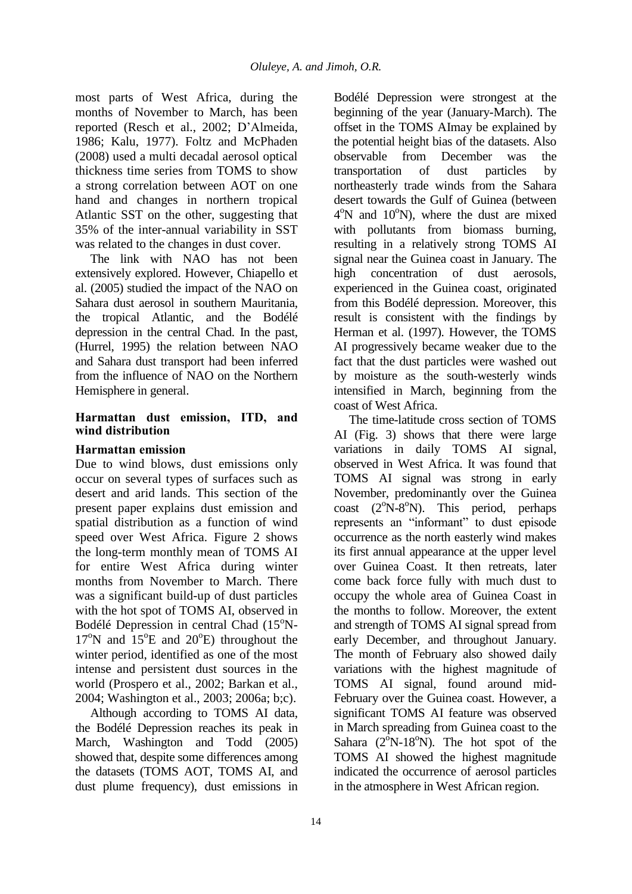most parts of West Africa, during the months of November to March, has been reported (Resch et al., 2002; D'Almeida, 1986; Kalu, 1977). Foltz and McPhaden (2008) used a multi decadal aerosol optical thickness time series from TOMS to show a strong correlation between AOT on one hand and changes in northern tropical Atlantic SST on the other, suggesting that 35% of the inter-annual variability in SST was related to the changes in dust cover.

The link with NAO has not been extensively explored. However, Chiapello et al. (2005) studied the impact of the NAO on Sahara dust aerosol in southern Mauritania, the tropical Atlantic, and the Bodélé depression in the central Chad. In the past, (Hurrel, 1995) the relation between NAO and Sahara dust transport had been inferred from the influence of NAO on the Northern Hemisphere in general.

## Harmattan dust emission, ITD, and wind distribution

### Harmattan emission

Due to wind blows, dust emissions only occur on several types of surfaces such as desert and arid lands. This section of the present paper explains dust emission and spatial distribution as a function of wind speed over West Africa. Figure 2 shows the long-term monthly mean of TOMS AI for entire West Africa during winter months from November to March. There was a significant build-up of dust particles with the hot spot of TOMS AI, observed in Bodélé Depression in central Chad ($15^{o}$N-$17^{o}$N and $15^{o}$E and $20^{o}$E) throughout the winter period, identified as one of the most intense and persistent dust sources in the world (Prospero et al., 2002; Barkan et al., 2004; Washington et al., 2003; 2006a; b;c).

Although according to TOMS AI data, the Bodélé Depression reaches its peak in March, Washington and Todd (2005) showed that, despite some differences among the datasets (TOMS AOT, TOMS AI, and dust plume frequency), dust emissions in Bodélé Depression were strongest at the beginning of the year (January-March). The offset in the TOMS AImay be explained by the potential height bias of the datasets. Also observable from December was the transportation of dust particles by northeasterly trade winds from the Sahara desert towards the Gulf of Guinea (between $4^{o}$N and $10^{o}$N), where the dust are mixed with pollutants from biomass burning, resulting in a relatively strong TOMS AI signal near the Guinea coast in January. The high concentration of dust aerosols, experienced in the Guinea coast, originated from this Bodélé depression. Moreover, this result is consistent with the findings by Herman et al. (1997). However, the TOMS AI progressively became weaker due to the fact that the dust particles were washed out by moisture as the south-westerly winds intensified in March, beginning from the coast of West Africa.

The time-latitude cross section of TOMS AI (Fig. 3) shows that there were large variations in daily TOMS AI signal, observed in West Africa. It was found that TOMS AI signal was strong in early November, predominantly over the Guinea coast ($2^{o}$N-$8^{o}$N). This period, perhaps represents an "informant" to dust episode occurrence as the north easterly wind makes its first annual appearance at the upper level over Guinea Coast. It then retreats, later come back force fully with much dust to occupy the whole area of Guinea Coast in the months to follow. Moreover, the extent and strength of TOMS AI signal spread from early December, and throughout January. The month of February also showed daily variations with the highest magnitude of TOMS AI signal, found around mid-February over the Guinea coast. However, a significant TOMS AI feature was observed in March spreading from Guinea coast to the Sahara ($2^{o}$N-$18^{o}$N). The hot spot of the TOMS AI showed the highest magnitude indicated the occurrence of aerosol particles in the atmosphere in West African region.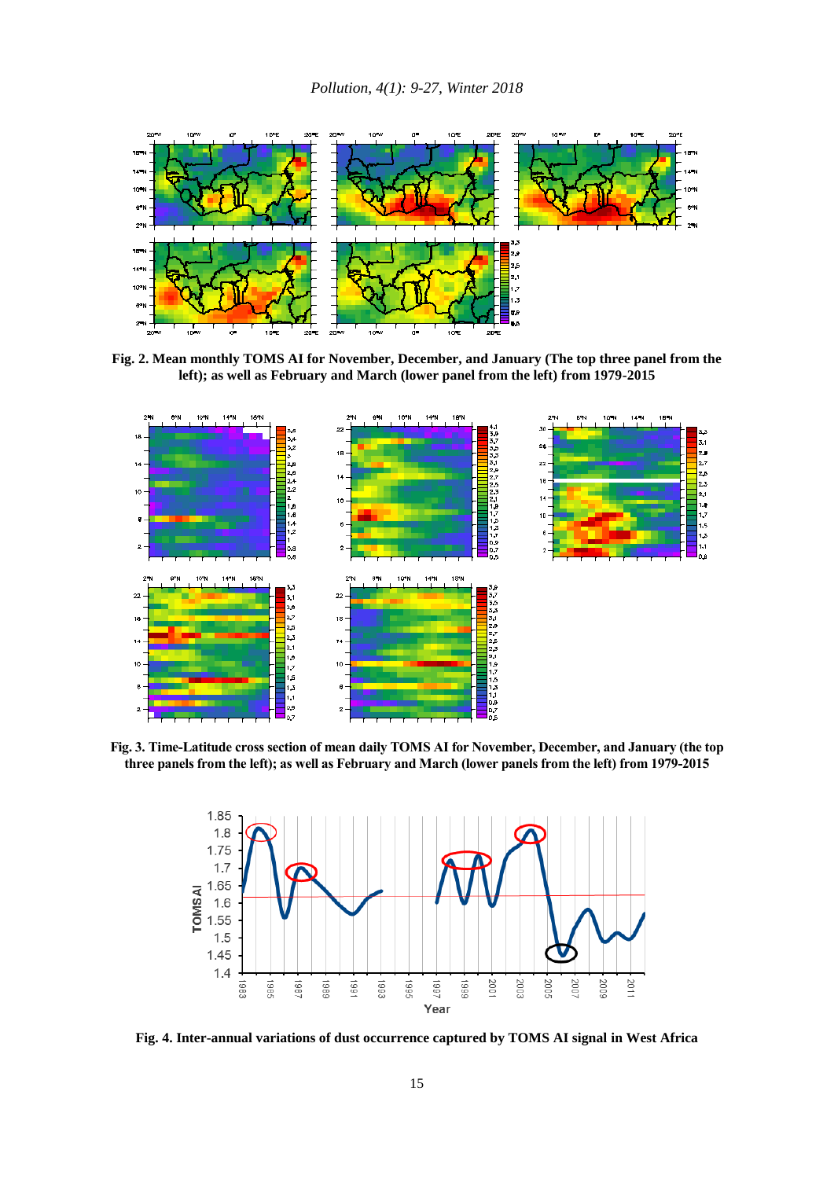**Fig. 2. Mean monthly TOMS AI for November, December, and January (The top three panel from the left); as well as February and March (lower panel from the left) from 1979-2015**

**Fig. 3. Time-Latitude cross section of mean daily TOMS AI for November, December, and January (the top three panels from the left); as well as February and March (lower panels from the left) from 1979-2015**

**Fig. 4. Inter-annual variations of dust occurrence captured by TOMS AI signal in West Africa**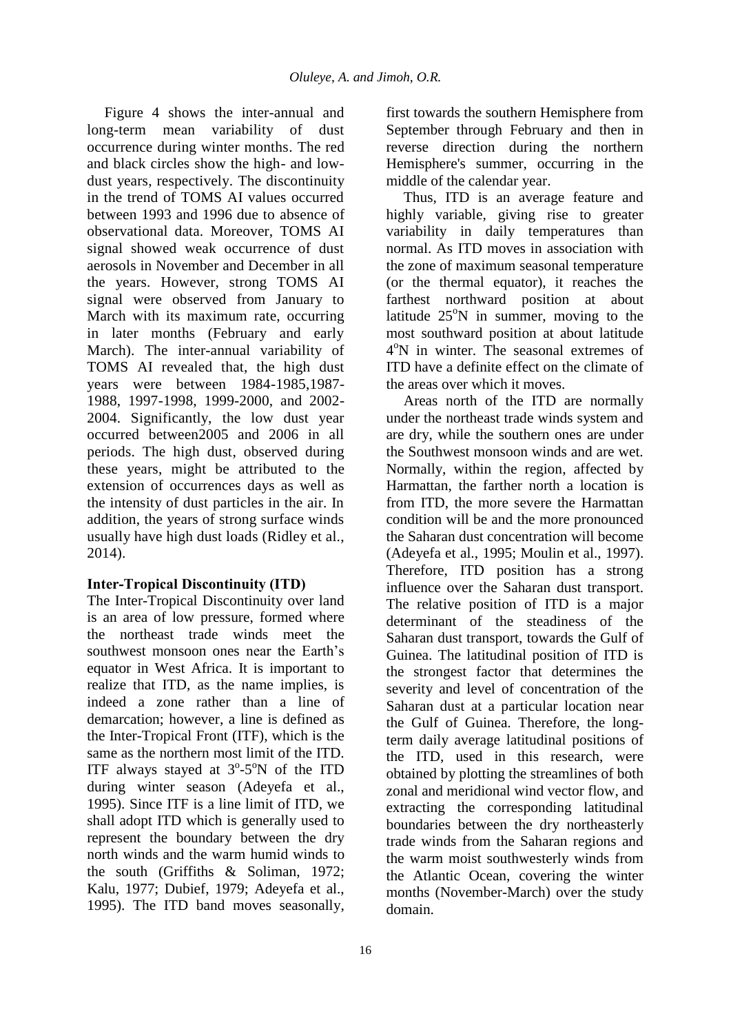Figure 4 shows the inter-annual and long-term mean variability of dust occurrence during winter months. The red and black circles show the high- and low-dust years, respectively. The discontinuity in the trend of TOMS AI values occurred between 1993 and 1996 due to absence of observational data. Moreover, TOMS AI signal showed weak occurrence of dust aerosols in November and December in all the years. However, strong TOMS AI signal were observed from January to March with its maximum rate, occurring in later months (February and early March). The inter-annual variability of TOMS AI revealed that, the high dust years were between 1984-1985,1987-1988, 1997-1998, 1999-2000, and 2002-2004. Significantly, the low dust year occurred between2005 and 2006 in all periods. The high dust, observed during these years, might be attributed to the extension of occurrences days as well as the intensity of dust particles in the air. In addition, the years of strong surface winds usually have high dust loads (Ridley et al., 2014).

**Inter-Tropical Discontinuity (ITD)**

The Inter-Tropical Discontinuity over land is an area of low pressure, formed where the northeast trade winds meet the southwest monsoon ones near the Earth's equator in West Africa. It is important to realize that ITD, as the name implies, is indeed a zone rather than a line of demarcation; however, a line is defined as the Inter-Tropical Front (ITF), which is the same as the northern most limit of the ITD. ITF always stayed at $3^{o}$-$5^{o}$N of the ITD during winter season (Adeyefa et al., 1995). Since ITF is a line limit of ITD, we shall adopt ITD which is generally used to represent the boundary between the dry north winds and the warm humid winds to the south (Griffiths & Soliman, 1972; Kalu, 1977; Dubief, 1979; Adeyefa et al., 1995). The ITD band moves seasonally, first towards the southern Hemisphere from September through February and then in reverse direction during the northern Hemisphere's summer, occurring in the middle of the calendar year.

Thus, ITD is an average feature and highly variable, giving rise to greater variability in daily temperatures than normal. As ITD moves in association with the zone of maximum seasonal temperature (or the thermal equator), it reaches the farthest northward position at about latitude $25^{o}$N in summer, moving to the most southward position at about latitude $4^{o}$N in winter. The seasonal extremes of ITD have a definite effect on the climate of the areas over which it moves.

Areas north of the ITD are normally under the northeast trade winds system and are dry, while the southern ones are under the Southwest monsoon winds and are wet. Normally, within the region, affected by Harmattan, the farther north a location is from ITD, the more severe the Harmattan condition will be and the more pronounced the Saharan dust concentration will become (Adeyefa et al., 1995; Moulin et al., 1997). Therefore, ITD position has a strong influence over the Saharan dust transport. The relative position of ITD is a major determinant of the steadiness of the Saharan dust transport, towards the Gulf of Guinea. The latitudinal position of ITD is the strongest factor that determines the severity and level of concentration of the Saharan dust at a particular location near the Gulf of Guinea. Therefore, the long-term daily average latitudinal positions of the ITD, used in this research, were obtained by plotting the streamlines of both zonal and meridional wind vector flow, and extracting the corresponding latitudinal boundaries between the dry northeasterly trade winds from the Saharan regions and the warm moist southwesterly winds from the Atlantic Ocean, covering the winter months (November-March) over the study domain.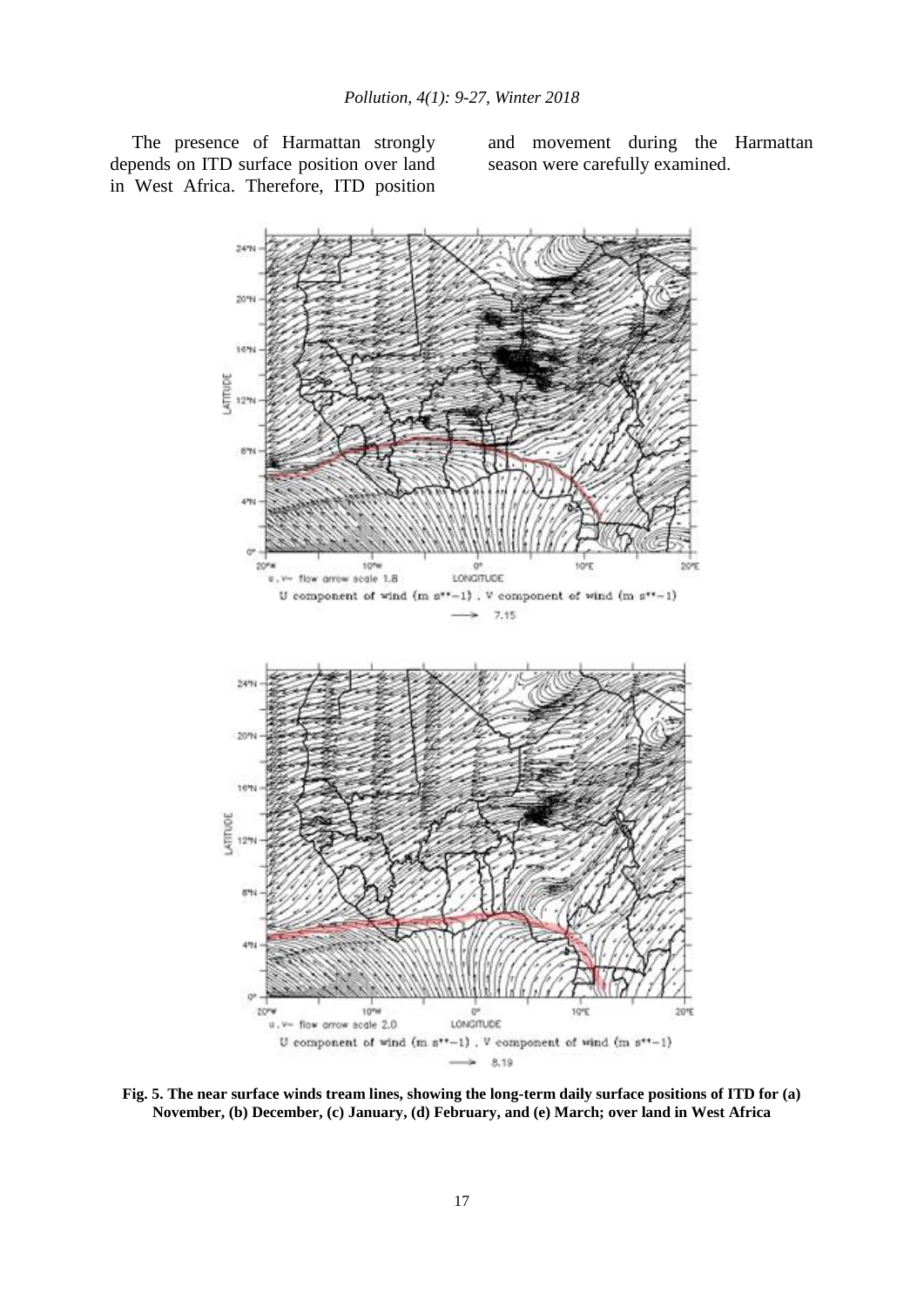The presence of Harmattan strongly depends on ITD surface position over land in West Africa. Therefore, ITD position and movement during the Harmattan season were carefully examined.

**Fig. 5. The near surface winds tream lines, showing the long-term daily surface positions of ITD for (a) November, (b) December, (c) January, (d) February, and (e) March; over land in West Africa**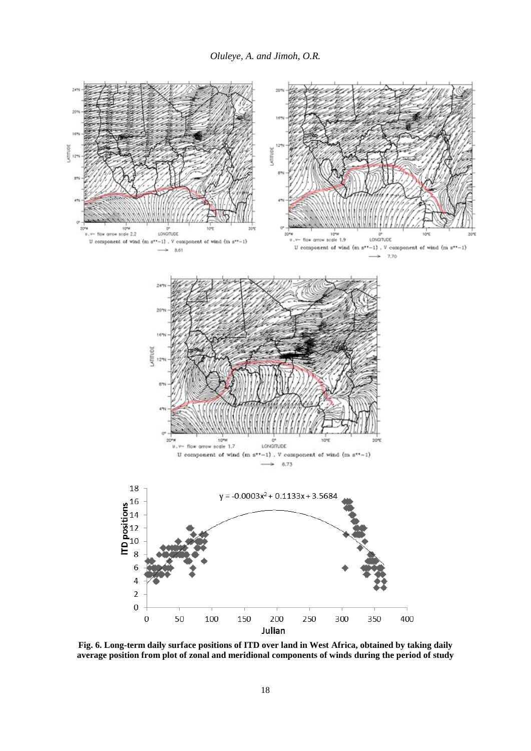**Fig. 6. Long-term daily surface positions of ITD over land in West Africa, obtained by taking daily average position from plot of zonal and meridional components of winds during the period of study**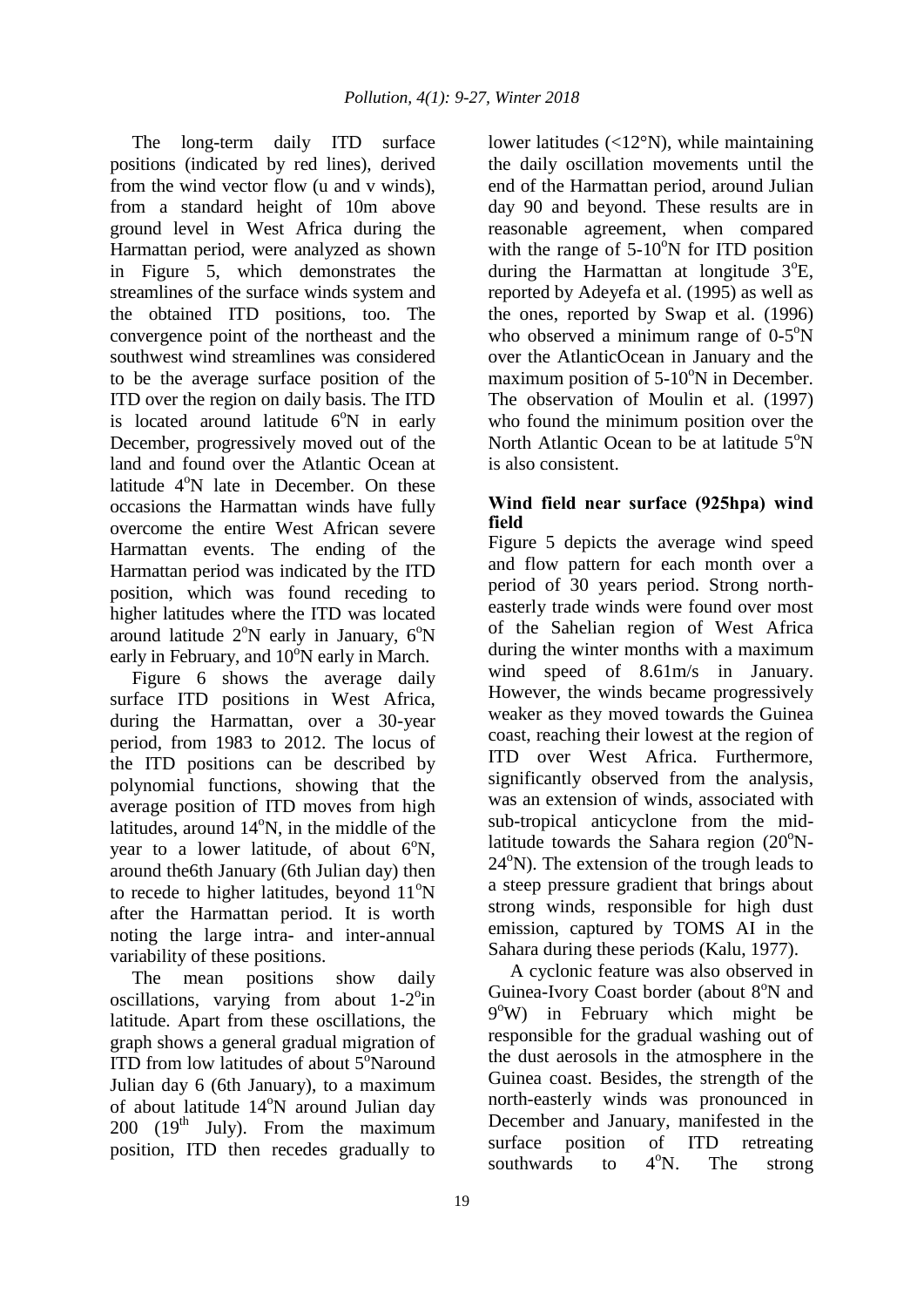The long-term daily ITD surface positions (indicated by red lines), derived from the wind vector flow (u and v winds), from a standard height of 10m above ground level in West Africa during the Harmattan period, were analyzed as shown in Figure 5, which demonstrates the streamlines of the surface winds system and the obtained ITD positions, too. The convergence point of the northeast and the southwest wind streamlines was considered to be the average surface position of the ITD over the region on daily basis. The ITD is located around latitude 6°N in early December, progressively moved out of the land and found over the Atlantic Ocean at latitude 4°N late in December. On these occasions the Harmattan winds have fully overcome the entire West African severe Harmattan events. The ending of the Harmattan period was indicated by the ITD position, which was found receding to higher latitudes where the ITD was located around latitude 2°N early in January, 6°N early in February, and 10°N early in March.

Figure 6 shows the average daily surface ITD positions in West Africa, during the Harmattan, over a 30-year period, from 1983 to 2012. The locus of the ITD positions can be described by polynomial functions, showing that the average position of ITD moves from high latitudes, around 14°N, in the middle of the year to a lower latitude, of about 6°N, around the6th January (6th Julian day) then to recede to higher latitudes, beyond 11°N after the Harmattan period. It is worth noting the large intra- and inter-annual variability of these positions.

The mean positions show daily oscillations, varying from about 1-2°in latitude. Apart from these oscillations, the graph shows a general gradual migration of ITD from low latitudes of about 5°Naround Julian day 6 (6th January), to a maximum of about latitude 14°N around Julian day 200 (19th July). From the maximum position, ITD then recedes gradually to lower latitudes (<12°N), while maintaining the daily oscillation movements until the end of the Harmattan period, around Julian day 90 and beyond. These results are in reasonable agreement, when compared with the range of 5-10°N for ITD position during the Harmattan at longitude 3°E, reported by Adeyefa et al. (1995) as well as the ones, reported by Swap et al. (1996) who observed a minimum range of 0-5°N over the AtlanticOcean in January and the maximum position of 5-10°N in December. The observation of Moulin et al. (1997) who found the minimum position over the North Atlantic Ocean to be at latitude 5°N is also consistent.

**Wind field near surface (925hpa) wind field**

Figure 5 depicts the average wind speed and flow pattern for each month over a period of 30 years period. Strong north-easterly trade winds were found over most of the Sahelian region of West Africa during the winter months with a maximum wind speed of 8.61m/s in January. However, the winds became progressively weaker as they moved towards the Guinea coast, reaching their lowest at the region of ITD over West Africa. Furthermore, significantly observed from the analysis, was an extension of winds, associated with sub-tropical anticyclone from the mid-latitude towards the Sahara region (20°N-24°N). The extension of the trough leads to a steep pressure gradient that brings about strong winds, responsible for high dust emission, captured by TOMS AI in the Sahara during these periods (Kalu, 1977).

A cyclonic feature was also observed in Guinea-Ivory Coast border (about 8°N and 9°W) in February which might be responsible for the gradual washing out of the dust aerosols in the atmosphere in the Guinea coast. Besides, the strength of the north-easterly winds was pronounced in December and January, manifested in the surface position of ITD retreating southwards to 4°N. The strong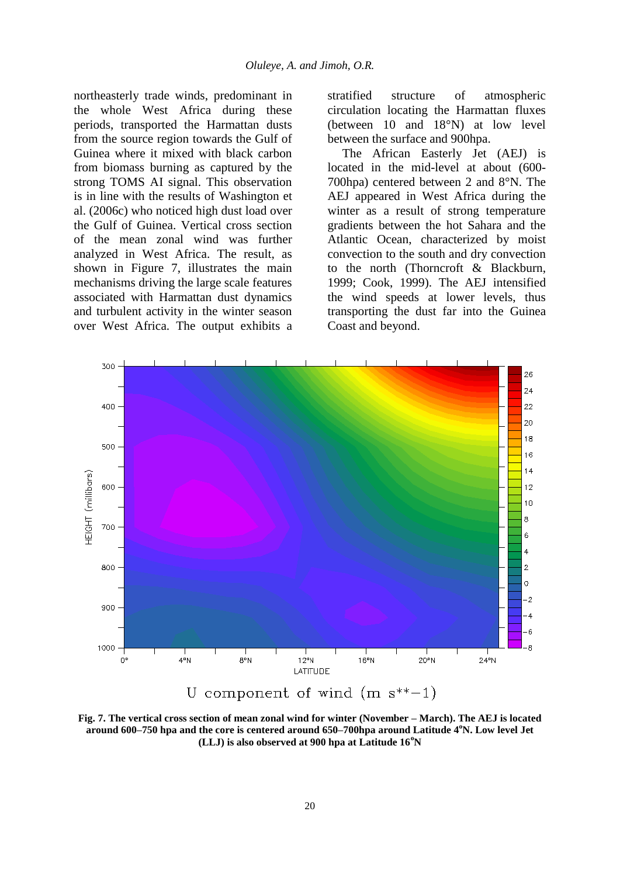northeasterly trade winds, predominant in the whole West Africa during these periods, transported the Harmattan dusts from the source region towards the Gulf of Guinea where it mixed with black carbon from biomass burning as captured by the strong TOMS AI signal. This observation is in line with the results of Washington et al. (2006c) who noticed high dust load over the Gulf of Guinea. Vertical cross section of the mean zonal wind was further analyzed in West Africa. The result, as shown in Figure 7, illustrates the main mechanisms driving the large scale features associated with Harmattan dust dynamics and turbulent activity in the winter season over West Africa. The output exhibits a stratified structure of atmospheric circulation locating the Harmattan fluxes (between 10 and 18°N) at low level between the surface and 900hpa.

The African Easterly Jet (AEJ) is located in the mid-level at about (600-700hpa) centered between 2 and 8°N. The AEJ appeared in West Africa during the winter as a result of strong temperature gradients between the hot Sahara and the Atlantic Ocean, characterized by moist convection to the south and dry convection to the north (Thorncroft & Blackburn, 1999; Cook, 1999). The AEJ intensified the wind speeds at lower levels, thus transporting the dust far into the Guinea Coast and beyond.

**Fig. 7. The vertical cross section of mean zonal wind for winter (November – March). The AEJ is located around 600–750 hpa and the core is centered around 650–700hpa around Latitude 4°N. Low level Jet (LLJ) is also observed at 900 hpa at Latitude 16°N**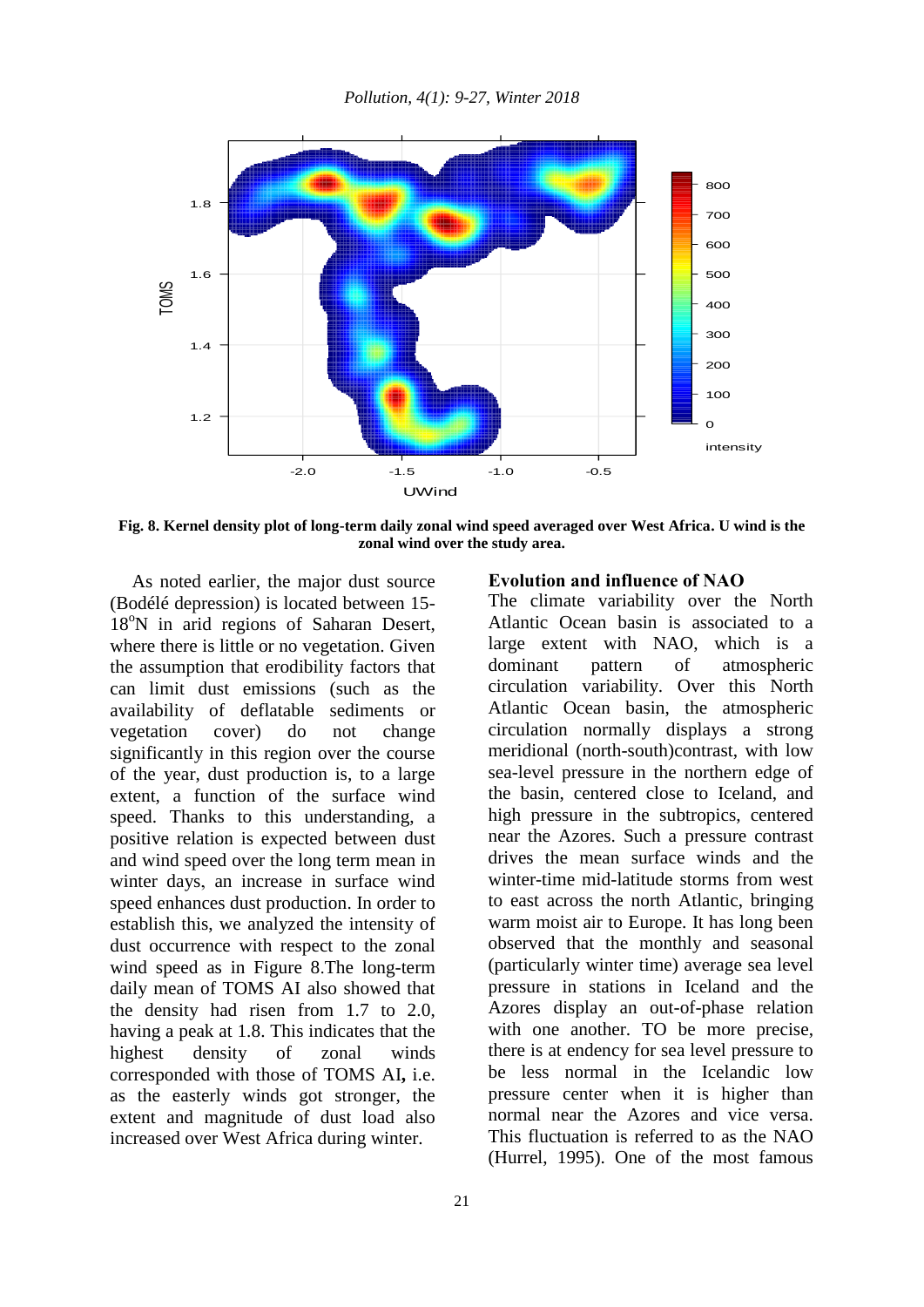**Fig. 8. Kernel density plot of long-term daily zonal wind speed averaged over West Africa. U wind is the zonal wind over the study area.**

As noted earlier, the major dust source (Bodélé depression) is located between 15-18°N in arid regions of Saharan Desert, where there is little or no vegetation. Given the assumption that erodibility factors that can limit dust emissions (such as the availability of deflatable sediments or vegetation cover) do not change significantly in this region over the course of the year, dust production is, to a large extent, a function of the surface wind speed. Thanks to this understanding, a positive relation is expected between dust and wind speed over the long term mean in winter days, an increase in surface wind speed enhances dust production. In order to establish this, we analyzed the intensity of dust occurrence with respect to the zonal wind speed as in Figure 8.The long-term daily mean of TOMS AI also showed that the density had risen from 1.7 to 2.0, having a peak at 1.8. This indicates that the highest density of zonal winds corresponded with those of TOMS AI**,** i.e. as the easterly winds got stronger, the extent and magnitude of dust load also increased over West Africa during winter.

## Evolution and influence of NAO

The climate variability over the North Atlantic Ocean basin is associated to a large extent with NAO, which is a dominant pattern of atmospheric circulation variability. Over this North Atlantic Ocean basin, the atmospheric circulation normally displays a strong meridional (north-south)contrast, with low sea-level pressure in the northern edge of the basin, centered close to Iceland, and high pressure in the subtropics, centered near the Azores. Such a pressure contrast drives the mean surface winds and the winter-time mid-latitude storms from west to east across the north Atlantic, bringing warm moist air to Europe. It has long been observed that the monthly and seasonal (particularly winter time) average sea level pressure in stations in Iceland and the Azores display an out-of-phase relation with one another. TO be more precise, there is at endency for sea level pressure to be less normal in the Icelandic low pressure center when it is higher than normal near the Azores and vice versa. This fluctuation is referred to as the NAO (Hurrel, 1995). One of the most famous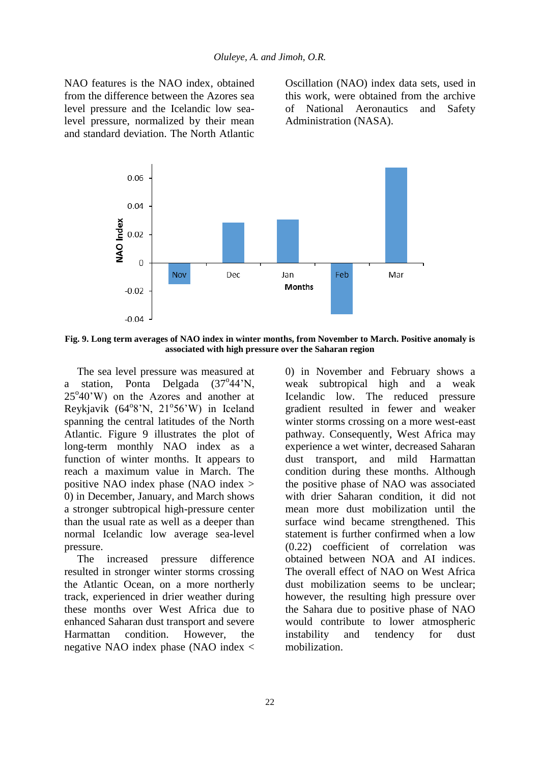NAO features is the NAO index, obtained from the difference between the Azores sea level pressure and the Icelandic low sea-level pressure, normalized by their mean and standard deviation. The North Atlantic Oscillation (NAO) index data sets, used in this work, were obtained from the archive of National Aeronautics and Safety Administration (NASA).

**Fig. 9. Long term averages of NAO index in winter months, from November to March. Positive anomaly is associated with high pressure over the Saharan region**

The sea level pressure was measured at a station, Ponta Delgada (37°44'N, 25°40'W) on the Azores and another at Reykjavik (64°8'N, 21°56'W) in Iceland spanning the central latitudes of the North Atlantic. Figure 9 illustrates the plot of long-term monthly NAO index as a function of winter months. It appears to reach a maximum value in March. The positive NAO index phase (NAO index > 0) in December, January, and March shows a stronger subtropical high-pressure center than the usual rate as well as a deeper than normal Icelandic low average sea-level pressure.

The increased pressure difference resulted in stronger winter storms crossing the Atlantic Ocean, on a more northerly track, experienced in drier weather during these months over West Africa due to enhanced Saharan dust transport and severe Harmattan condition. However, the negative NAO index phase (NAO index < 0) in November and February shows a weak subtropical high and a weak Icelandic low. The reduced pressure gradient resulted in fewer and weaker winter storms crossing on a more west-east pathway. Consequently, West Africa may experience a wet winter, decreased Saharan dust transport, and mild Harmattan condition during these months. Although the positive phase of NAO was associated with drier Saharan condition, it did not mean more dust mobilization until the surface wind became strengthened. This statement is further confirmed when a low (0.22) coefficient of correlation was obtained between NOA and AI indices. The overall effect of NAO on West Africa dust mobilization seems to be unclear; however, the resulting high pressure over the Sahara due to positive phase of NAO would contribute to lower atmospheric instability and tendency for dust mobilization.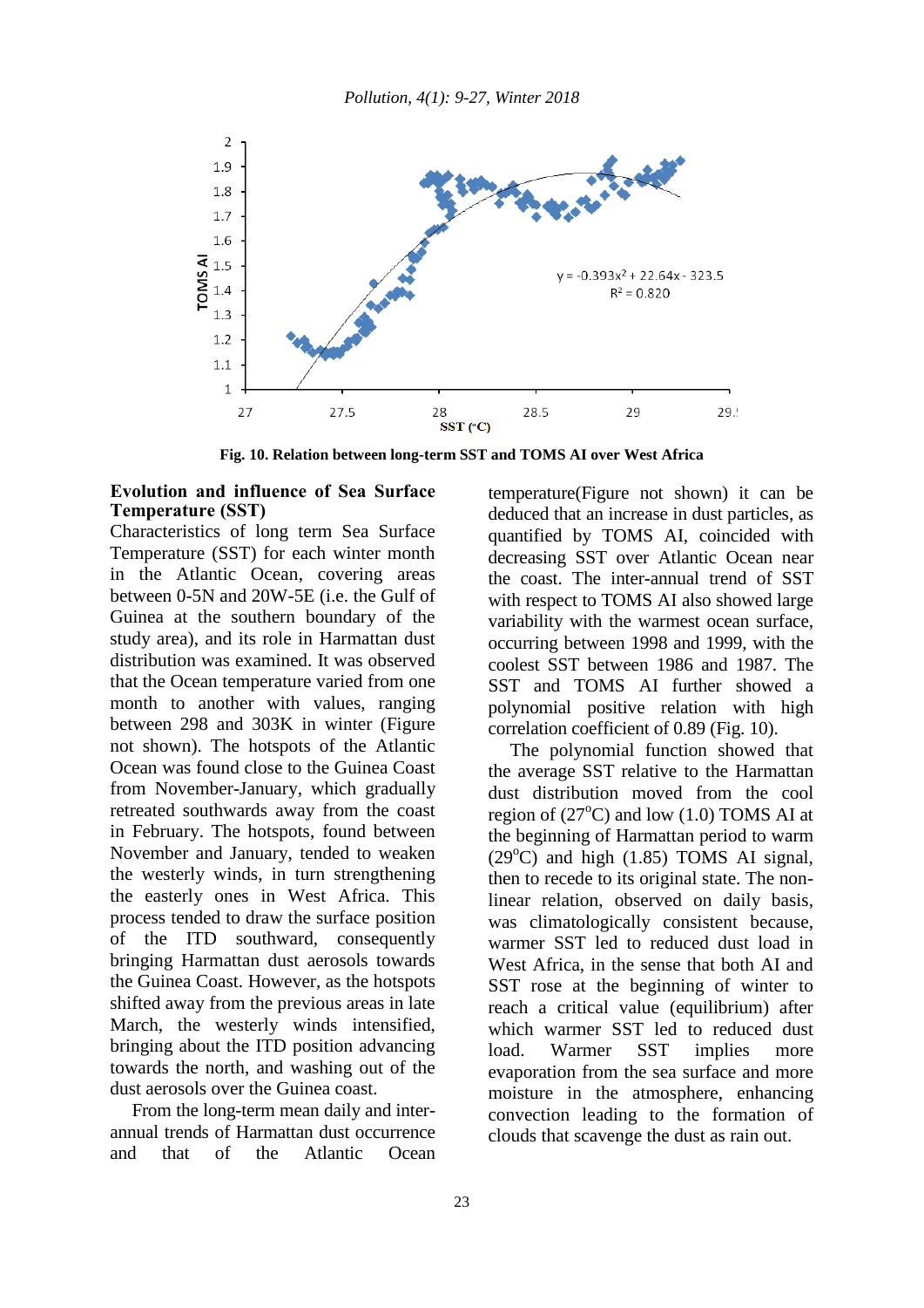Fig. 10. Relation between long-term SST and TOMS AI over West Africa

## Evolution and influence of Sea Surface Temperature (SST)

Characteristics of long term Sea Surface Temperature (SST) for each winter month in the Atlantic Ocean, covering areas between 0-5N and 20W-5E (i.e. the Gulf of Guinea at the southern boundary of the study area), and its role in Harmattan dust distribution was examined. It was observed that the Ocean temperature varied from one month to another with values, ranging between 298 and 303K in winter (Figure not shown). The hotspots of the Atlantic Ocean was found close to the Guinea Coast from November-January, which gradually retreated southwards away from the coast in February. The hotspots, found between November and January, tended to weaken the westerly winds, in turn strengthening the easterly ones in West Africa. This process tended to draw the surface position of the ITD southward, consequently bringing Harmattan dust aerosols towards the Guinea Coast. However, as the hotspots shifted away from the previous areas in late March, the westerly winds intensified, bringing about the ITD position advancing towards the north, and washing out of the dust aerosols over the Guinea coast.

From the long-term mean daily and inter-annual trends of Harmattan dust occurrence and that of the Atlantic Ocean temperature(Figure not shown) it can be deduced that an increase in dust particles, as quantified by TOMS AI, coincided with decreasing SST over Atlantic Ocean near the coast. The inter-annual trend of SST with respect to TOMS AI also showed large variability with the warmest ocean surface, occurring between 1998 and 1999, with the coolest SST between 1986 and 1987. The SST and TOMS AI further showed a polynomial positive relation with high correlation coefficient of 0.89 (Fig. 10).

The polynomial function showed that the average SST relative to the Harmattan dust distribution moved from the cool region of (27°C) and low (1.0) TOMS AI at the beginning of Harmattan period to warm (29°C) and high (1.85) TOMS AI signal, then to recede to its original state. The non-linear relation, observed on daily basis, was climatologically consistent because, warmer SST led to reduced dust load in West Africa, in the sense that both AI and SST rose at the beginning of winter to reach a critical value (equilibrium) after which warmer SST led to reduced dust load. Warmer SST implies more evaporation from the sea surface and more moisture in the atmosphere, enhancing convection leading to the formation of clouds that scavenge the dust as rain out.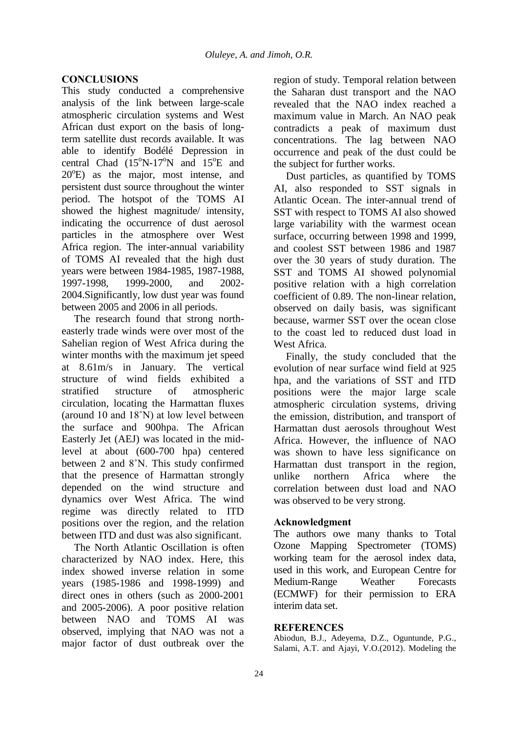## CONCLUSIONS

This study conducted a comprehensive analysis of the link between large-scale atmospheric circulation systems and West African dust export on the basis of long-term satellite dust records available. It was able to identify Bodélé Depression in central Chad ($15^oN$-$17^oN$ and $15^oE$ and $20^oE$) as the major, most intense, and persistent dust source throughout the winter period. The hotspot of the TOMS AI showed the highest magnitude/ intensity, indicating the occurrence of dust aerosol particles in the atmosphere over West Africa region. The inter-annual variability of TOMS AI revealed that the high dust years were between 1984-1985, 1987-1988, 1997-1998, 1999-2000, and 2002-2004.Significantly, low dust year was found between 2005 and 2006 in all periods.

The research found that strong north-easterly trade winds were over most of the Sahelian region of West Africa during the winter months with the maximum jet speed at 8.61m/s in January. The vertical structure of wind fields exhibited a stratified structure of atmospheric circulation, locating the Harmattan fluxes (around 10 and 18˚N) at low level between the surface and 900hpa. The African Easterly Jet (AEJ) was located in the mid-level at about (600-700 hpa) centered between 2 and 8˚N. This study confirmed that the presence of Harmattan strongly depended on the wind structure and dynamics over West Africa. The wind regime was directly related to ITD positions over the region, and the relation between ITD and dust was also significant.

The North Atlantic Oscillation is often characterized by NAO index. Here, this index showed inverse relation in some years (1985-1986 and 1998-1999) and direct ones in others (such as 2000-2001 and 2005-2006). A poor positive relation between NAO and TOMS AI was observed, implying that NAO was not a major factor of dust outbreak over the region of study. Temporal relation between the Saharan dust transport and the NAO revealed that the NAO index reached a maximum value in March. An NAO peak contradicts a peak of maximum dust concentrations. The lag between NAO occurrence and peak of the dust could be the subject for further works.

Dust particles, as quantified by TOMS AI, also responded to SST signals in Atlantic Ocean. The inter-annual trend of SST with respect to TOMS AI also showed large variability with the warmest ocean surface, occurring between 1998 and 1999, and coolest SST between 1986 and 1987 over the 30 years of study duration. The SST and TOMS AI showed polynomial positive relation with a high correlation coefficient of 0.89. The non-linear relation, observed on daily basis, was significant because, warmer SST over the ocean close to the coast led to reduced dust load in West Africa.

Finally, the study concluded that the evolution of near surface wind field at 925 hpa, and the variations of SST and ITD positions were the major large scale atmospheric circulation systems, driving the emission, distribution, and transport of Harmattan dust aerosols throughout West Africa. However, the influence of NAO was shown to have less significance on Harmattan dust transport in the region, unlike northern Africa where the correlation between dust load and NAO was observed to be very strong.

### Acknowledgment

The authors owe many thanks to Total Ozone Mapping Spectrometer (TOMS) working team for the aerosol index data, used in this work, and European Centre for Medium-Range Weather Forecasts (ECMWF) for their permission to ERA interim data set.

## REFERENCES

Abiodun, B.J., Adeyema, D.Z., Oguntunde, P.G., Salami, A.T. and Ajayi, V.O.(2012). Modeling the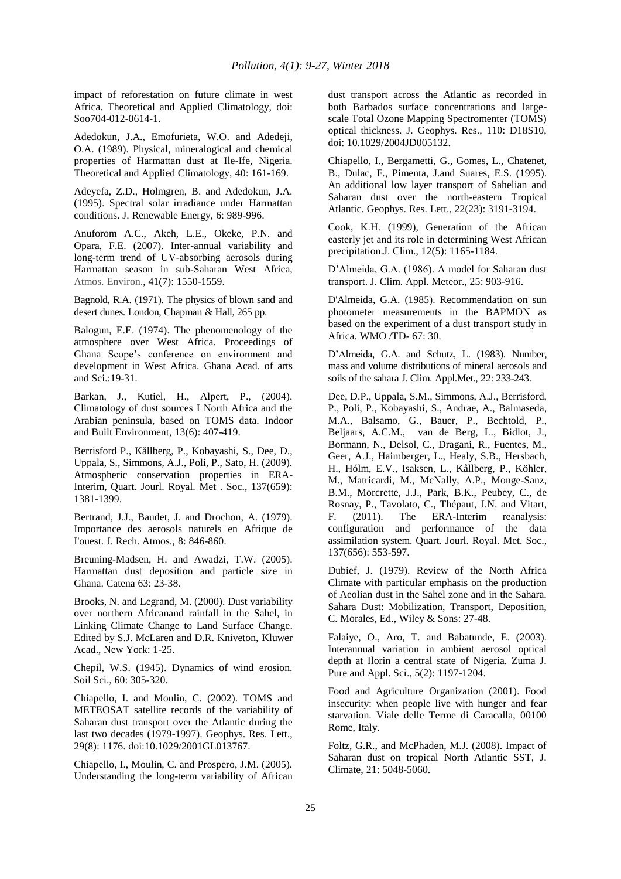impact of reforestation on future climate in west Africa. Theoretical and Applied Climatology, doi: Soo704-012-0614-1.

Adedokun, J.A., Emofurieta, W.O. and Adedeji, O.A. (1989). Physical, mineralogical and chemical properties of Harmattan dust at Ile-Ife, Nigeria. Theoretical and Applied Climatology, 40: 161-169.

Adeyefa, Z.D., Holmgren, B. and Adedokun, J.A. (1995). Spectral solar irradiance under Harmattan conditions. J. Renewable Energy, 6: 989-996.

Anuforom A.C., Akeh, L.E., Okeke, P.N. and Opara, F.E. (2007). Inter-annual variability and long-term trend of UV-absorbing aerosols during Harmattan season in sub-Saharan West Africa, Atmos. Environ., 41(7): 1550-1559.

Bagnold, R.A. (1971). The physics of blown sand and desert dunes. London, Chapman & Hall, 265 pp.

Balogun, E.E. (1974). The phenomenology of the atmosphere over West Africa. Proceedings of Ghana Scope's conference on environment and development in West Africa. Ghana Acad. of arts and Sci.:19-31.

Barkan, J., Kutiel, H., Alpert, P., (2004). Climatology of dust sources I North Africa and the Arabian peninsula, based on TOMS data. Indoor and Built Environment, 13(6): 407-419.

Berrisford P., Kållberg, P., Kobayashi, S., Dee, D., Uppala, S., Simmons, A.J., Poli, P., Sato, H. (2009). Atmospheric conservation properties in ERA-Interim, Quart. Jourl. Royal. Met . Soc., 137(659): 1381-1399.

Bertrand, J.J., Baudet, J. and Drochon, A. (1979). Importance des aerosols naturels en Afrique de I'ouest. J. Rech. Atmos., 8: 846-860.

Breuning-Madsen, H. and Awadzi, T.W. (2005). Harmattan dust deposition and particle size in Ghana. Catena 63: 23-38.

Brooks, N. and Legrand, M. (2000). Dust variability over northern Africanand rainfall in the Sahel, in Linking Climate Change to Land Surface Change. Edited by S.J. McLaren and D.R. Kniveton, Kluwer Acad., New York: 1-25.

Chepil, W.S. (1945). Dynamics of wind erosion. Soil Sci., 60: 305-320.

Chiapello, I. and Moulin, C. (2002). TOMS and METEOSAT satellite records of the variability of Saharan dust transport over the Atlantic during the last two decades (1979-1997). Geophys. Res. Lett., 29(8): 1176. doi:10.1029/2001GL013767.

Chiapello, I., Moulin, C. and Prospero, J.M. (2005). Understanding the long-term variability of African dust transport across the Atlantic as recorded in both Barbados surface concentrations and large-scale Total Ozone Mapping Spectromenter (TOMS) optical thickness. J. Geophys. Res., 110: D18S10, doi: 10.1029/2004JD005132.

Chiapello, I., Bergametti, G., Gomes, L., Chatenet, B., Dulac, F., Pimenta, J.and Suares, E.S. (1995). An additional low layer transport of Sahelian and Saharan dust over the north-eastern Tropical Atlantic. Geophys. Res. Lett., 22(23): 3191-3194.

Cook, K.H. (1999), Generation of the African easterly jet and its role in determining West African precipitation.J. Clim., 12(5): 1165-1184.

D'Almeida, G.A. (1986). A model for Saharan dust transport. J. Clim. Appl. Meteor., 25: 903-916.

D'Almeida, G.A. (1985). Recommendation on sun photometer measurements in the BAPMON as based on the experiment of a dust transport study in Africa. WMO /TD- 67: 30.

D'Almeida, G.A. and Schutz, L. (1983). Number, mass and volume distributions of mineral aerosols and soils of the sahara J. Clim. Appl.Met., 22: 233-243.

Dee, D.P., Uppala, S.M., Simmons, A.J., Berrisford, P., Poli, P., Kobayashi, S., Andrae, A., Balmaseda, M.A., Balsamo, G., Bauer, P., Bechtold, P., Beljaars, A.C.M., van de Berg, L., Bidlot, J., Bormann, N., Delsol, C., Dragani, R., Fuentes, M., Geer, A.J., Haimberger, L., Healy, S.B., Hersbach, H., Hólm, E.V., Isaksen, L., Kållberg, P., Köhler, M., Matricardi, M., McNally, A.P., Monge-Sanz, B.M., Morcrette, J.J., Park, B.K., Peubey, C., de Rosnay, P., Tavolato, C., Thépaut, J.N. and Vitart, F. (2011). The ERA-Interim reanalysis: configuration and performance of the data assimilation system. Quart. Jourl. Royal. Met. Soc., 137(656): 553-597.

Dubief, J. (1979). Review of the North Africa Climate with particular emphasis on the production of Aeolian dust in the Sahel zone and in the Sahara. Sahara Dust: Mobilization, Transport, Deposition, C. Morales, Ed., Wiley & Sons: 27-48.

Falaiye, O., Aro, T. and Babatunde, E. (2003). Interannual variation in ambient aerosol optical depth at Ilorin a central state of Nigeria. Zuma J. Pure and Appl. Sci., 5(2): 1197-1204.

Food and Agriculture Organization (2001). Food insecurity: when people live with hunger and fear starvation. Viale delle Terme di Caracalla, 00100 Rome, Italy.

Foltz, G.R., and McPhaden, M.J. (2008). Impact of Saharan dust on tropical North Atlantic SST, J. Climate, 21: 5048-5060.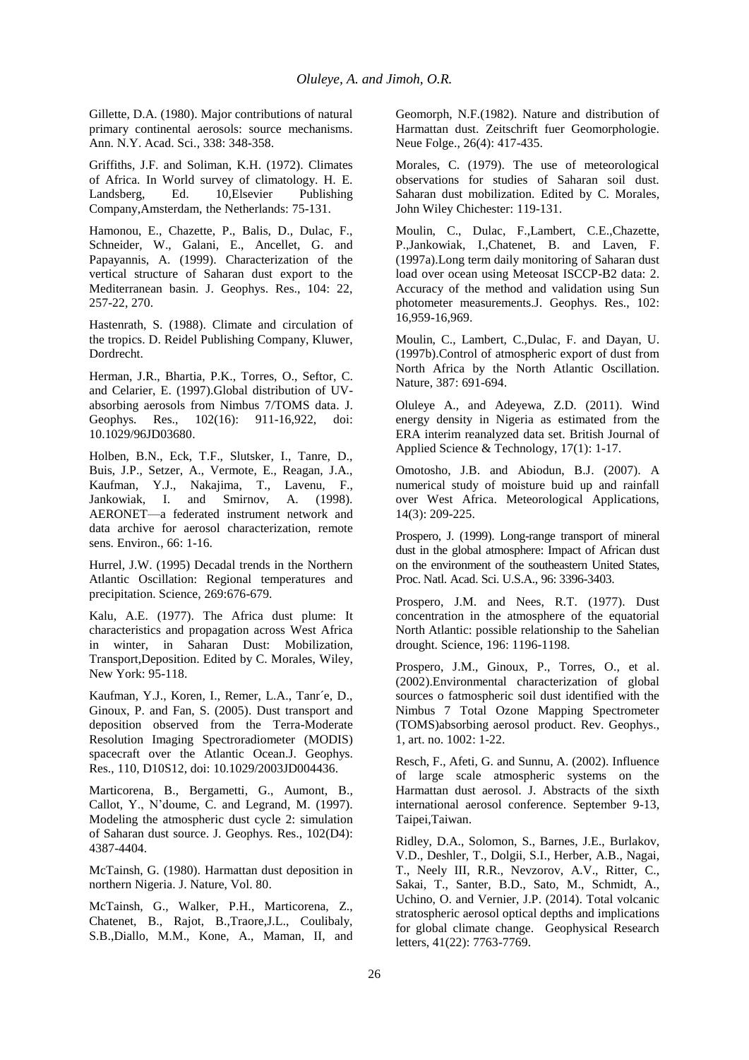Gillette, D.A. (1980). Major contributions of natural primary continental aerosols: source mechanisms. Ann. N.Y. Acad. Sci., 338: 348-358.

Griffiths, J.F. and Soliman, K.H. (1972). Climates of Africa. In World survey of climatology. H. E. Landsberg, Ed. 10,Elsevier Publishing Company,Amsterdam, the Netherlands: 75-131.

Hamonou, E., Chazette, P., Balis, D., Dulac, F., Schneider, W., Galani, E., Ancellet, G. and Papayannis, A. (1999). Characterization of the vertical structure of Saharan dust export to the Mediterranean basin. J. Geophys. Res., 104: 22, 257-22, 270.

Hastenrath, S. (1988). Climate and circulation of the tropics. D. Reidel Publishing Company, Kluwer, Dordrecht.

Herman, J.R., Bhartia, P.K., Torres, O., Seftor, C. and Celarier, E. (1997).Global distribution of UV-absorbing aerosols from Nimbus 7/TOMS data. J. Geophys. Res., 102(16): 911-16,922, doi: 10.1029/96JD03680.

Holben, B.N., Eck, T.F., Slutsker, I., Tanre, D., Buis, J.P., Setzer, A., Vermote, E., Reagan, J.A., Kaufman, Y.J., Nakajima, T., Lavenu, F., Jankowiak, I. and Smirnov, A. (1998). AERONET—a federated instrument network and data archive for aerosol characterization, remote sens. Environ., 66: 1-16.

Hurrel, J.W. (1995) Decadal trends in the Northern Atlantic Oscillation: Regional temperatures and precipitation. Science, 269:676-679.

Kalu, A.E. (1977). The Africa dust plume: It characteristics and propagation across West Africa in winter, in Saharan Dust: Mobilization, Transport,Deposition. Edited by C. Morales, Wiley, New York: 95-118.

Kaufman, Y.J., Koren, I., Remer, L.A., Tanr´e, D., Ginoux, P. and Fan, S. (2005). Dust transport and deposition observed from the Terra-Moderate Resolution Imaging Spectroradiometer (MODIS) spacecraft over the Atlantic Ocean.J. Geophys. Res., 110, D10S12, doi: 10.1029/2003JD004436.

Marticorena, B., Bergametti, G., Aumont, B., Callot, Y., N'doume, C. and Legrand, M. (1997). Modeling the atmospheric dust cycle 2: simulation of Saharan dust source. J. Geophys. Res., 102(D4): 4387-4404.

McTainsh, G. (1980). Harmattan dust deposition in northern Nigeria. J. Nature, Vol. 80.

McTainsh, G., Walker, P.H., Marticorena, Z., Chatenet, B., Rajot, B.,Traore,J.L., Coulibaly, S.B.,Diallo, M.M., Kone, A., Maman, II, and Geomorph, N.F.(1982). Nature and distribution of Harmattan dust. Zeitschrift fuer Geomorphologie. Neue Folge., 26(4): 417-435.

Morales, C. (1979). The use of meteorological observations for studies of Saharan soil dust. Saharan dust mobilization. Edited by C. Morales, John Wiley Chichester: 119-131.

Moulin, C., Dulac, F.,Lambert, C.E.,Chazette, P.,Jankowiak, I.,Chatenet, B. and Laven, F. (1997a).Long term daily monitoring of Saharan dust load over ocean using Meteosat ISCCP-B2 data: 2. Accuracy of the method and validation using Sun photometer measurements.J. Geophys. Res., 102: 16,959-16,969.

Moulin, C., Lambert, C.,Dulac, F. and Dayan, U. (1997b).Control of atmospheric export of dust from North Africa by the North Atlantic Oscillation. Nature, 387: 691-694.

Oluleye A., and Adeyewa, Z.D. (2011). Wind energy density in Nigeria as estimated from the ERA interim reanalyzed data set. British Journal of Applied Science & Technology, 17(1): 1-17.

Omotosho, J.B. and Abiodun, B.J. (2007). A numerical study of moisture buid up and rainfall over West Africa. Meteorological Applications, 14(3): 209-225.

Prospero, J. (1999). Long-range transport of mineral dust in the global atmosphere: Impact of African dust on the environment of the southeastern United States, Proc. Natl. Acad. Sci. U.S.A., 96: 3396-3403.

Prospero, J.M. and Nees, R.T. (1977). Dust concentration in the atmosphere of the equatorial North Atlantic: possible relationship to the Sahelian drought. Science, 196: 1196-1198.

Prospero, J.M., Ginoux, P., Torres, O., et al. (2002).Environmental characterization of global sources o fatmospheric soil dust identified with the Nimbus 7 Total Ozone Mapping Spectrometer (TOMS)absorbing aerosol product. Rev. Geophys., 1, art. no. 1002: 1-22.

Resch, F., Afeti, G. and Sunnu, A. (2002). Influence of large scale atmospheric systems on the Harmattan dust aerosol. J. Abstracts of the sixth international aerosol conference. September 9-13, Taipei,Taiwan.

Ridley, D.A., Solomon, S., Barnes, J.E., Burlakov, V.D., Deshler, T., Dolgii, S.I., Herber, A.B., Nagai, T., Neely III, R.R., Nevzorov, A.V., Ritter, C., Sakai, T., Santer, B.D., Sato, M., Schmidt, A., Uchino, O. and Vernier, J.P. (2014). Total volcanic stratospheric aerosol optical depths and implications for global climate change. Geophysical Research letters, 41(22): 7763-7769.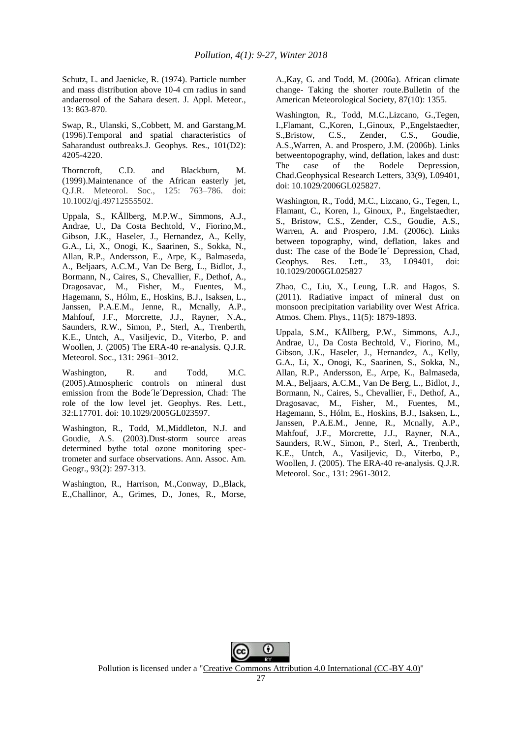Schutz, L. and Jaenicke, R. (1974). Particle number and mass distribution above 10-4 cm radius in sand andaerosol of the Sahara desert. J. Appl. Meteor., 13: 863-870.

Swap, R., Ulanski, S.,Cobbett, M. and Garstang,M. (1996).Temporal and spatial characteristics of Saharandust outbreaks.J. Geophys. Res., 101(D2): 4205-4220.

Thorncroft, C.D. and Blackburn, M. (1999).Maintenance of the African easterly jet, Q.J.R. Meteorol. Soc., 125: 763–786. doi: 10.1002/qj.49712555502.

Uppala, S., KÅllberg, M.P.W., Simmons, A.J., Andrae, U., Da Costa Bechtold, V., Fiorino,M., Gibson, J.K., Haseler, J., Hernandez, A., Kelly, G.A., Li, X., Onogi, K., Saarinen, S., Sokka, N., Allan, R.P., Andersson, E., Arpe, K., Balmaseda, A., Beljaars, A.C.M., Van De Berg, L., Bidlot, J., Bormann, N., Caires, S., Chevallier, F., Dethof, A., Dragosavac, M., Fisher, M., Fuentes, M., Hagemann, S., Hólm, E., Hoskins, B.J., Isaksen, L., Janssen, P.A.E.M., Jenne, R., Mcnally, A.P., Mahfouf, J.F., Morcrette, J.J., Rayner, N.A., Saunders, R.W., Simon, P., Sterl, A., Trenberth, K.E., Untch, A., Vasiljevic, D., Viterbo, P. and Woollen, J. (2005) The ERA-40 re-analysis. Q.J.R. Meteorol. Soc., 131: 2961–3012.

Washington, R. and Todd, M.C. (2005).Atmospheric controls on mineral dust emission from the Bode´le´Depression, Chad: The role of the low level jet. Geophys. Res. Lett., 32:L17701. doi: 10.1029/2005GL023597.

Washington, R., Todd, M.,Middleton, N.J. and Goudie, A.S. (2003).Dust-storm source areas determined bythe total ozone monitoring spectrometer and surface observations. Ann. Assoc. Am. Geogr., 93(2): 297-313.

Washington, R., Harrison, M.,Conway, D.,Black, E.,Challinor, A., Grimes, D., Jones, R., Morse, A.,Kay, G. and Todd, M. (2006a). African climate change- Taking the shorter route.Bulletin of the American Meteorological Society, 87(10): 1355.

Washington, R., Todd, M.C.,Lizcano, G.,Tegen, I.,Flamant, C.,Koren, I.,Ginoux, P.,Engelstaedter, S.,Bristow, C.S., Zender, C.S., Goudie, A.S.,Warren, A. and Prospero, J.M. (2006b). Links betweentopography, wind, deflation, lakes and dust: The case of the Bodele Depression, Chad.Geophysical Research Letters, 33(9), L09401, doi: 10.1029/2006GL025827.

Washington, R., Todd, M.C., Lizcano, G., Tegen, I., Flamant, C., Koren, I., Ginoux, P., Engelstaedter, S., Bristow, C.S., Zender, C.S., Goudie, A.S., Warren, A. and Prospero, J.M. (2006c). Links between topography, wind, deflation, lakes and dust: The case of the Bode´le´ Depression, Chad, Geophys. Res. Lett., 33, L09401, doi: 10.1029/2006GL025827

Zhao, C., Liu, X., Leung, L.R. and Hagos, S. (2011). Radiative impact of mineral dust on monsoon precipitation variability over West Africa. Atmos. Chem. Phys., 11(5): 1879-1893.

Uppala, S.M., KÅllberg, P.W., Simmons, A.J., Andrae, U., Da Costa Bechtold, V., Fiorino, M., Gibson, J.K., Haseler, J., Hernandez, A., Kelly, G.A., Li, X., Onogi, K., Saarinen, S., Sokka, N., Allan, R.P., Andersson, E., Arpe, K., Balmaseda, M.A., Beljaars, A.C.M., Van De Berg, L., Bidlot, J., Bormann, N., Caires, S., Chevallier, F., Dethof, A., Dragosavac, M., Fisher, M., Fuentes, M., Hagemann, S., Hólm, E., Hoskins, B.J., Isaksen, L., Janssen, P.A.E.M., Jenne, R., Mcnally, A.P., Mahfouf, J.F., Morcrette, J.J., Rayner, N.A., Saunders, R.W., Simon, P., Sterl, A., Trenberth, K.E., Untch, A., Vasiljevic, D., Viterbo, P., Woollen, J. (2005). The ERA-40 re-analysis. Q.J.R. Meteorol. Soc., 131: 2961-3012.

Pollution is licensed under a "Creative Commons Attribution 4.0 International (CC-BY 4.0)"